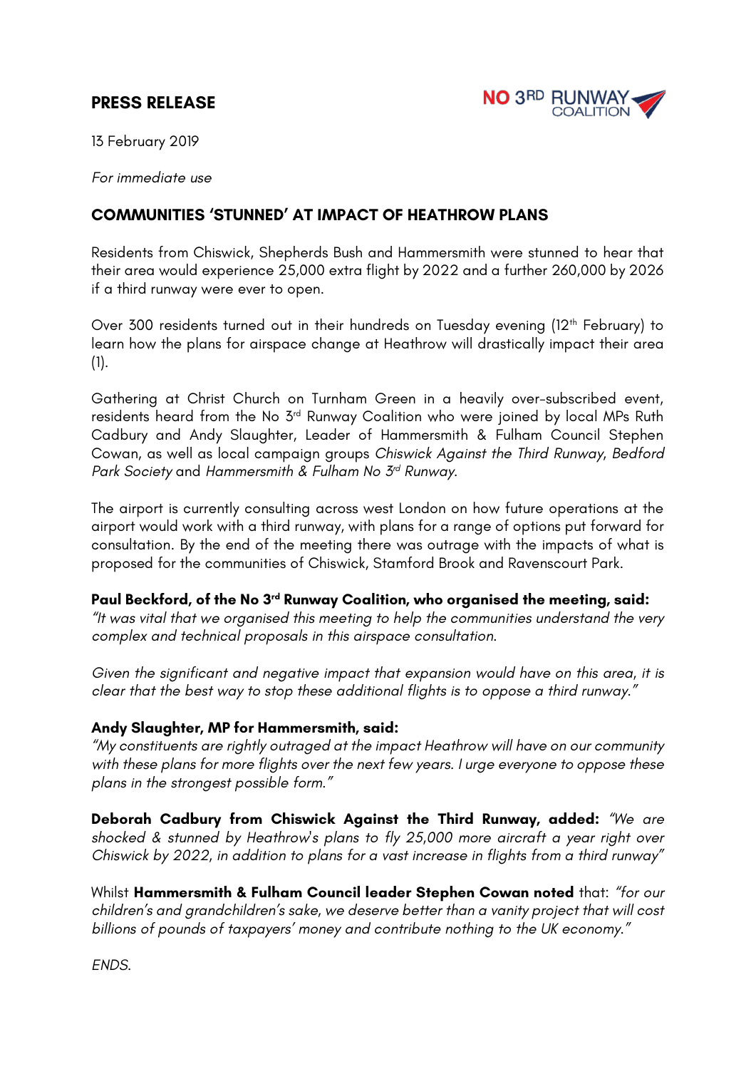**PRESS RELEASE**

NO 3RD RUNWAY COALITION

13 February 2019

*For immediate use*

## COMMUNITIES 'STUNNED' AT IMPACT OF HEATHROW PLANS

Residents from Chiswick, Shepherds Bush and Hammersmith were stunned to hear that their area would experience 25,000 extra flight by 2022 and a further 260,000 by 2026 if a third runway were ever to open.

Over 300 residents turned out in their hundreds on Tuesday evening (12th February) to learn how the plans for airspace change at Heathrow will drastically impact their area (1).

Gathering at Christ Church on Turnham Green in a heavily over-subscribed event, residents heard from the No 3rd Runway Coalition who were joined by local MPs Ruth Cadbury and Andy Slaughter, Leader of Hammersmith & Fulham Council Stephen Cowan, as well as local campaign groups *Chiswick Against the Third Runway*, *Bedford Park Society* and *Hammersmith & Fulham No 3rd Runway*.

The airport is currently consulting across west London on how future operations at the airport would work with a third runway, with plans for a range of options put forward for consultation. By the end of the meeting there was outrage with the impacts of what is proposed for the communities of Chiswick, Stamford Brook and Ravenscourt Park.

**Paul Beckford, of the No 3rd Runway Coalition, who organised the meeting, said:**
*"It was vital that we organised this meeting to help the communities understand the very complex and technical proposals in this airspace consultation.*

*Given the significant and negative impact that expansion would have on this area, it is clear that the best way to stop these additional flights is to oppose a third runway."*

**Andy Slaughter, MP for Hammersmith, said:**
*"My constituents are rightly outraged at the impact Heathrow will have on our community with these plans for more flights over the next few years. I urge everyone to oppose these plans in the strongest possible form."*

**Deborah Cadbury from Chiswick Against the Third Runway, added:** *"We are shocked & stunned by Heathrow's plans to fly 25,000 more aircraft a year right over Chiswick by 2022, in addition to plans for a vast increase in flights from a third runway"*

Whilst **Hammersmith & Fulham Council leader Stephen Cowan noted** that: *"for our children's and grandchildren's sake, we deserve better than a vanity project that will cost billions of pounds of taxpayers' money and contribute nothing to the UK economy."*

*ENDS.*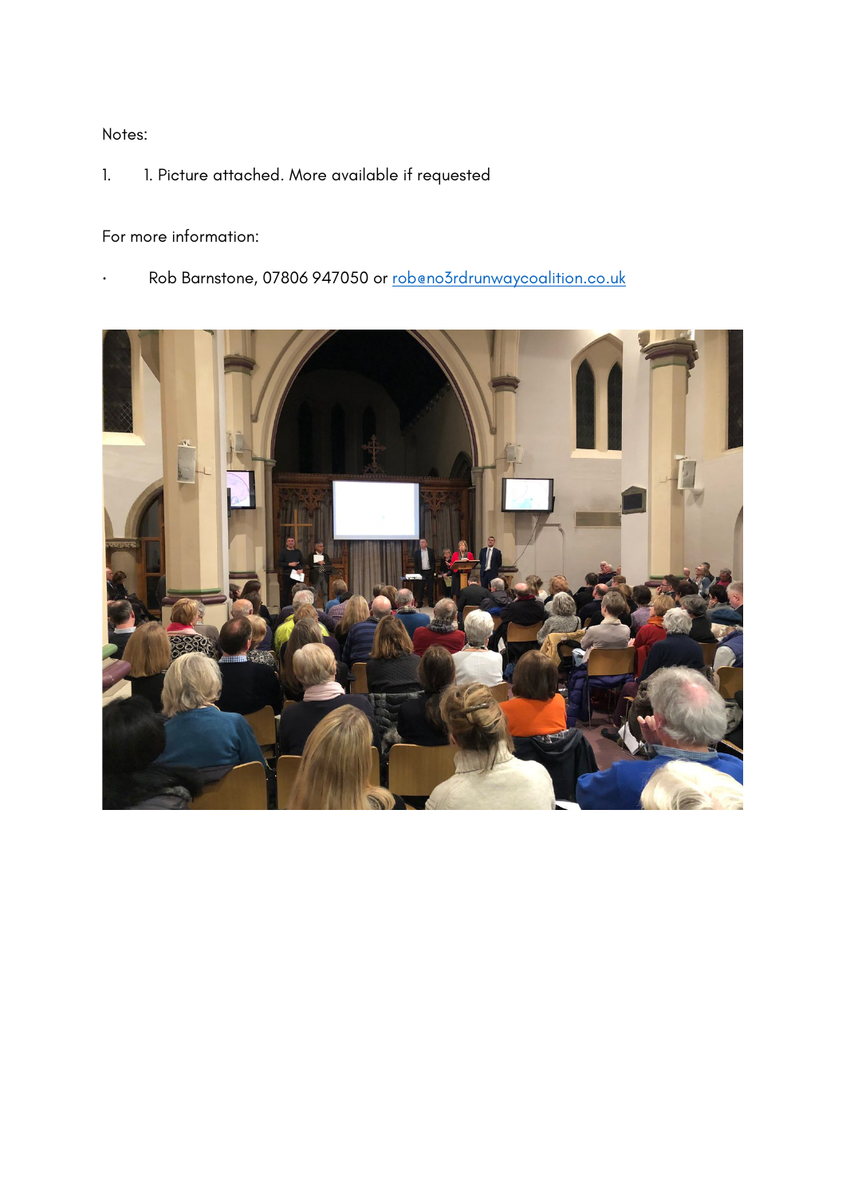Notes:

1. 1. Picture attached. More available if requested

For more information:

- Rob Barnstone, 07806 947050 or rob@no3rdrunwaycoalition.co.uk